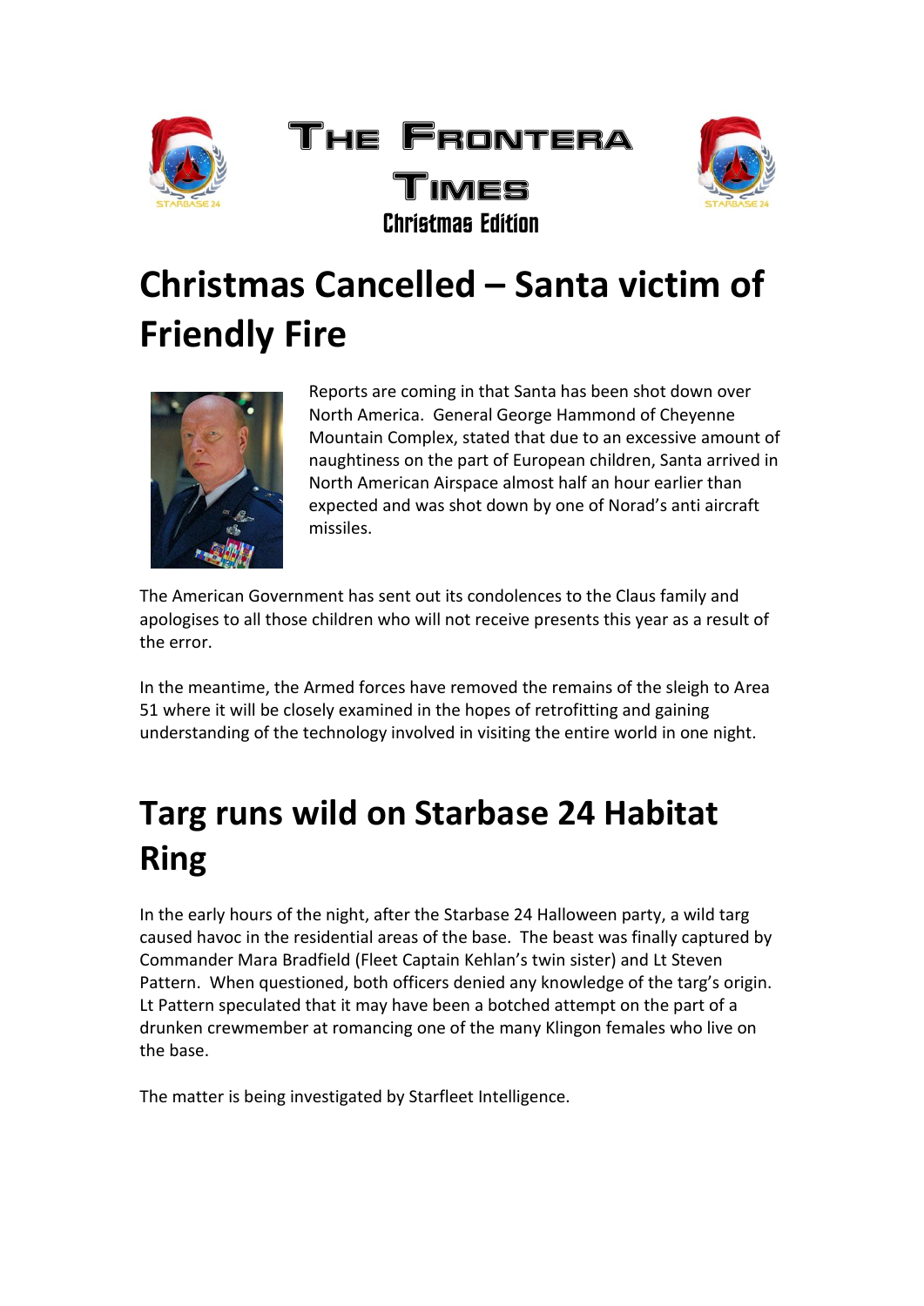# The Frontera Times

### Christmas Edition

## Christmas Cancelled – Santa victim of Friendly Fire

Reports are coming in that Santa has been shot down over North America. General George Hammond of Cheyenne Mountain Complex, stated that due to an excessive amount of naughtiness on the part of European children, Santa arrived in North American Airspace almost half an hour earlier than expected and was shot down by one of Norad's anti aircraft missiles.

The American Government has sent out its condolences to the Claus family and apologises to all those children who will not receive presents this year as a result of the error.

In the meantime, the Armed forces have removed the remains of the sleigh to Area 51 where it will be closely examined in the hopes of retrofitting and gaining understanding of the technology involved in visiting the entire world in one night.

## Targ runs wild on Starbase 24 Habitat Ring

In the early hours of the night, after the Starbase 24 Halloween party, a wild targ caused havoc in the residential areas of the base. The beast was finally captured by Commander Mara Bradfield (Fleet Captain Kehlan's twin sister) and Lt Steven Pattern. When questioned, both officers denied any knowledge of the targ's origin. Lt Pattern speculated that it may have been a botched attempt on the part of a drunken crewmember at romancing one of the many Klingon females who live on the base.

The matter is being investigated by Starfleet Intelligence.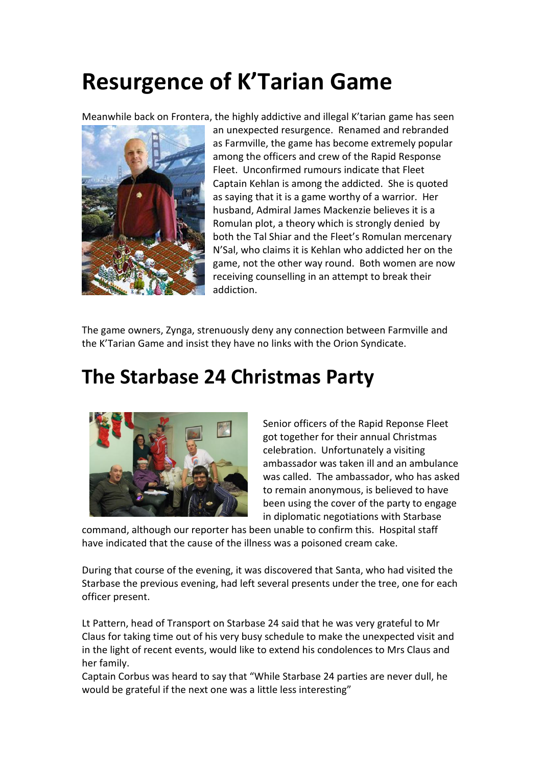# Resurgence of K'Tarian Game

Meanwhile back on Frontera, the highly addictive and illegal K'tarian game has seen an unexpected resurgence. Renamed and rebranded as Farmville, the game has become extremely popular among the officers and crew of the Rapid Response Fleet. Unconfirmed rumours indicate that Fleet Captain Kehlan is among the addicted. She is quoted as saying that it is a game worthy of a warrior. Her husband, Admiral James Mackenzie believes it is a Romulan plot, a theory which is strongly denied by both the Tal Shiar and the Fleet's Romulan mercenary N'Sal, who claims it is Kehlan who addicted her on the game, not the other way round. Both women are now receiving counselling in an attempt to break their addiction.

The game owners, Zynga, strenuously deny any connection between Farmville and the K'Tarian Game and insist they have no links with the Orion Syndicate.

# The Starbase 24 Christmas Party

Senior officers of the Rapid Reponse Fleet got together for their annual Christmas celebration. Unfortunately a visiting ambassador was taken ill and an ambulance was called. The ambassador, who has asked to remain anonymous, is believed to have been using the cover of the party to engage in diplomatic negotiations with Starbase command, although our reporter has been unable to confirm this. Hospital staff have indicated that the cause of the illness was a poisoned cream cake.

During that course of the evening, it was discovered that Santa, who had visited the Starbase the previous evening, had left several presents under the tree, one for each officer present.

Lt Pattern, head of Transport on Starbase 24 said that he was very grateful to Mr Claus for taking time out of his very busy schedule to make the unexpected visit and in the light of recent events, would like to extend his condolences to Mrs Claus and her family.

Captain Corbus was heard to say that "While Starbase 24 parties are never dull, he would be grateful if the next one was a little less interesting"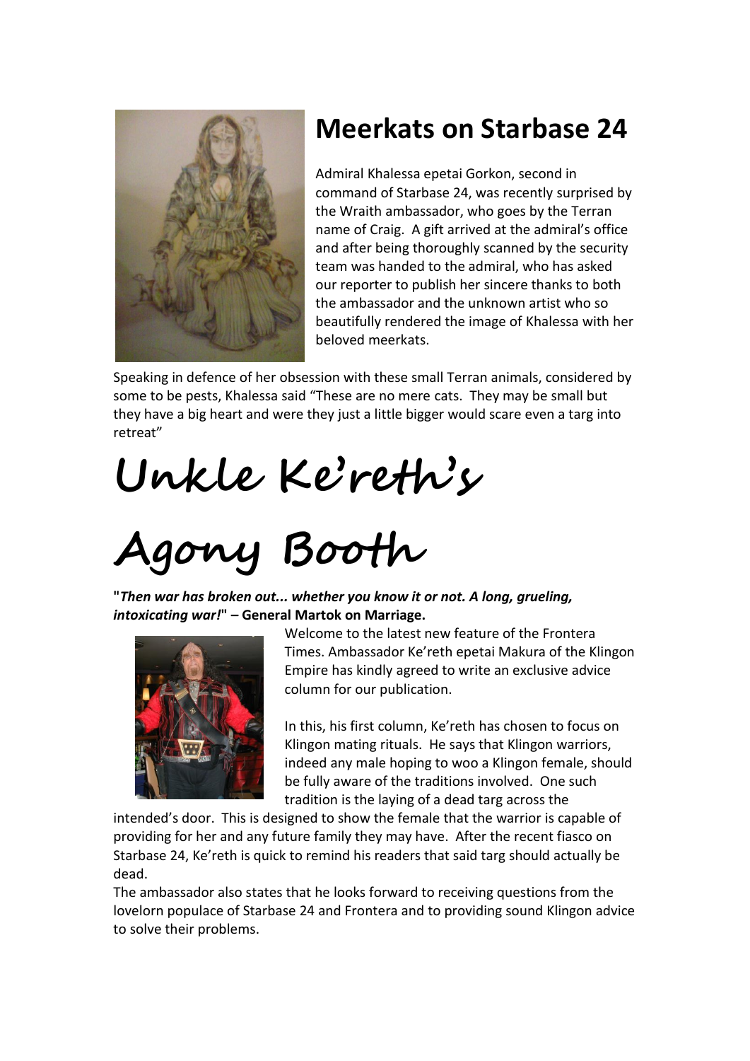## Meerkats on Starbase 24

Admiral Khalessa epetai Gorkon, second in command of Starbase 24, was recently surprised by the Wraith ambassador, who goes by the Terran name of Craig. A gift arrived at the admiral's office and after being thoroughly scanned by the security team was handed to the admiral, who has asked our reporter to publish her sincere thanks to both the ambassador and the unknown artist who so beautifully rendered the image of Khalessa with her beloved meerkats.

Speaking in defence of her obsession with these small Terran animals, considered by some to be pests, Khalessa said "These are no mere cats. They may be small but they have a big heart and were they just a little bigger would scare even a targ into retreat"

# Unkle Ke'reth's Agony Booth

**"*Then war has broken out... whether you know it or not. A long, grueling, intoxicating war!*" – General Martok on Marriage.**

Welcome to the latest new feature of the Frontera Times. Ambassador Ke'reth epetai Makura of the Klingon Empire has kindly agreed to write an exclusive advice column for our publication.

In this, his first column, Ke'reth has chosen to focus on Klingon mating rituals. He says that Klingon warriors, indeed any male hoping to woo a Klingon female, should be fully aware of the traditions involved. One such tradition is the laying of a dead targ across the intended's door. This is designed to show the female that the warrior is capable of providing for her and any future family they may have. After the recent fiasco on Starbase 24, Ke'reth is quick to remind his readers that said targ should actually be dead.

The ambassador also states that he looks forward to receiving questions from the lovelorn populace of Starbase 24 and Frontera and to providing sound Klingon advice to solve their problems.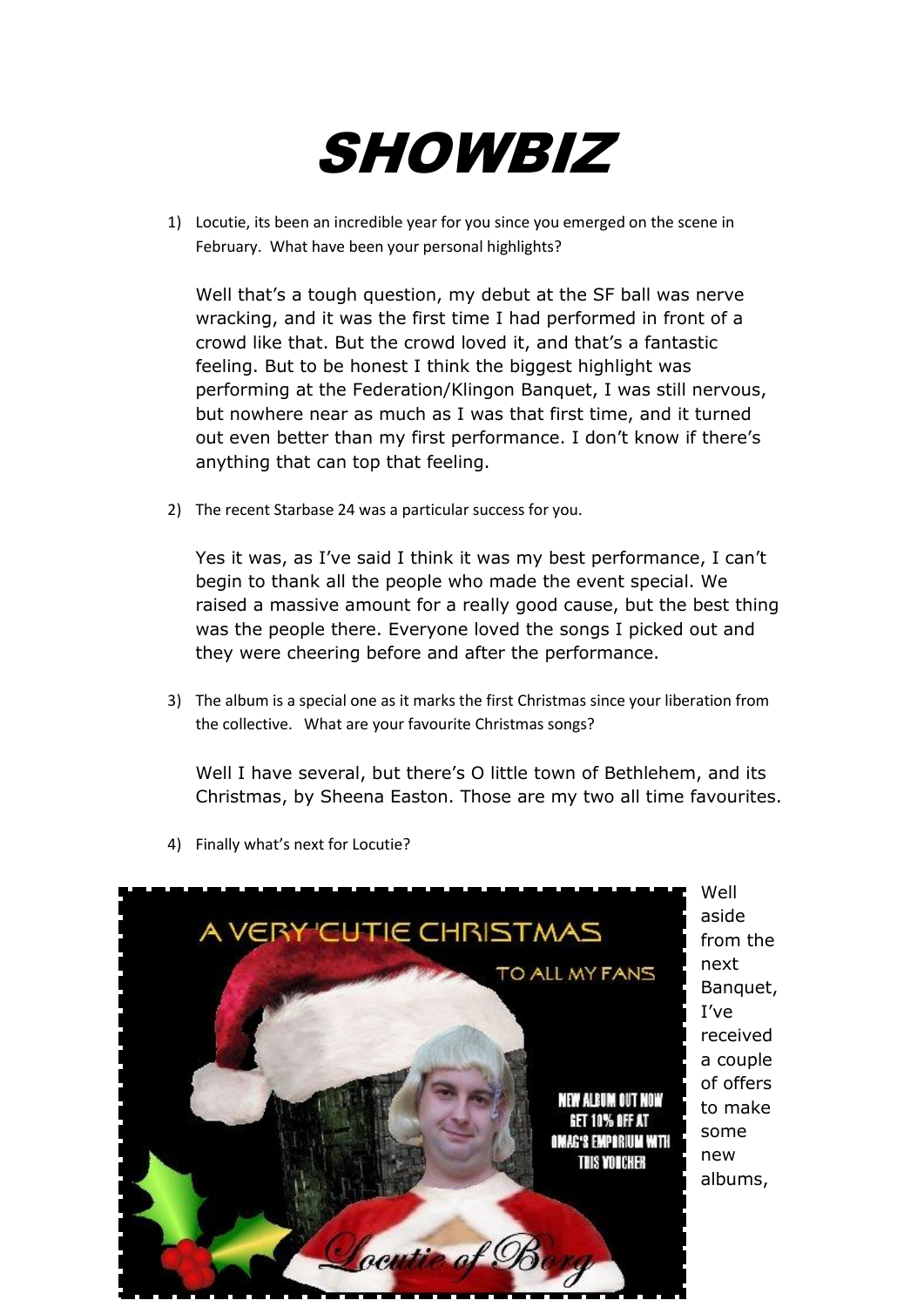# SHOWBIZ

1) Locutie, its been an incredible year for you since you emerged on the scene in February. What have been your personal highlights?

   Well that's a tough question, my debut at the SF ball was nerve wracking, and it was the first time I had performed in front of a crowd like that. But the crowd loved it, and that's a fantastic feeling. But to be honest I think the biggest highlight was performing at the Federation/Klingon Banquet, I was still nervous, but nowhere near as much as I was that first time, and it turned out even better than my first performance. I don't know if there's anything that can top that feeling.

2) The recent Starbase 24 was a particular success for you.

   Yes it was, as I've said I think it was my best performance, I can't begin to thank all the people who made the event special. We raised a massive amount for a really good cause, but the best thing was the people there. Everyone loved the songs I picked out and they were cheering before and after the performance.

3) The album is a special one as it marks the first Christmas since your liberation from the collective. What are your favourite Christmas songs?

   Well I have several, but there's O little town of Bethlehem, and its Christmas, by Sheena Easton. Those are my two all time favourites.

4) Finally what's next for Locutie?

A VERY 'CUTIE CHRISTMAS TO ALL MY FANS

NEW ALBUM OUT NOW GET 10% OFF AT QMAG'S EMPORIUM WITH THIS VOUCHER

Locutie of Borg

   Well aside from the next Banquet, I've received a couple of offers to make some new albums,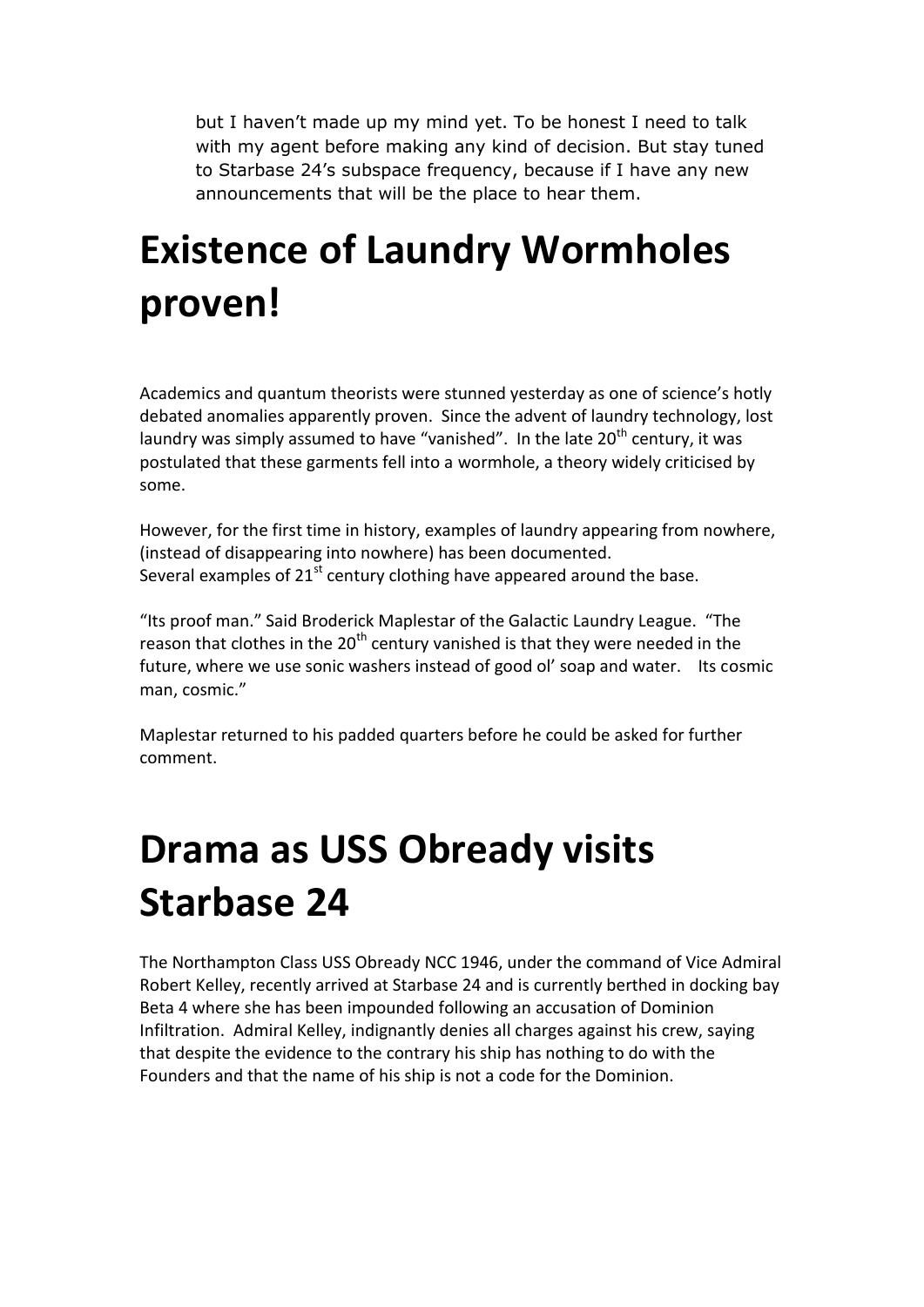but I haven't made up my mind yet. To be honest I need to talk with my agent before making any kind of decision. But stay tuned to Starbase 24's subspace frequency, because if I have any new announcements that will be the place to hear them.

# Existence of Laundry Wormholes proven!

Academics and quantum theorists were stunned yesterday as one of science's hotly debated anomalies apparently proven. Since the advent of laundry technology, lost laundry was simply assumed to have "vanished". In the late 20th century, it was postulated that these garments fell into a wormhole, a theory widely criticised by some.

However, for the first time in history, examples of laundry appearing from nowhere, (instead of disappearing into nowhere) has been documented.
Several examples of 21st century clothing have appeared around the base.

"Its proof man." Said Broderick Maplestar of the Galactic Laundry League. "The reason that clothes in the 20th century vanished is that they were needed in the future, where we use sonic washers instead of good ol' soap and water. Its cosmic man, cosmic."

Maplestar returned to his padded quarters before he could be asked for further comment.

# Drama as USS Obready visits Starbase 24

The Northampton Class USS Obready NCC 1946, under the command of Vice Admiral Robert Kelley, recently arrived at Starbase 24 and is currently berthed in docking bay Beta 4 where she has been impounded following an accusation of Dominion Infiltration. Admiral Kelley, indignantly denies all charges against his crew, saying that despite the evidence to the contrary his ship has nothing to do with the Founders and that the name of his ship is not a code for the Dominion.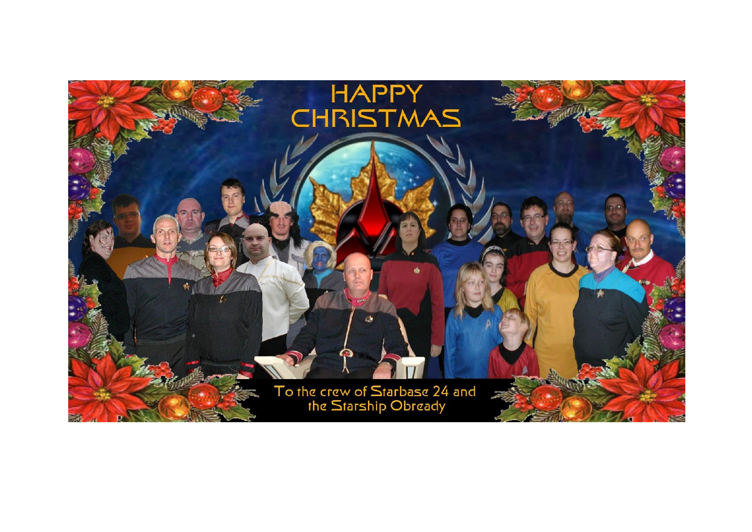HAPPY CHRISTMAS

To the crew of Starbase 24 and the Starship Obready